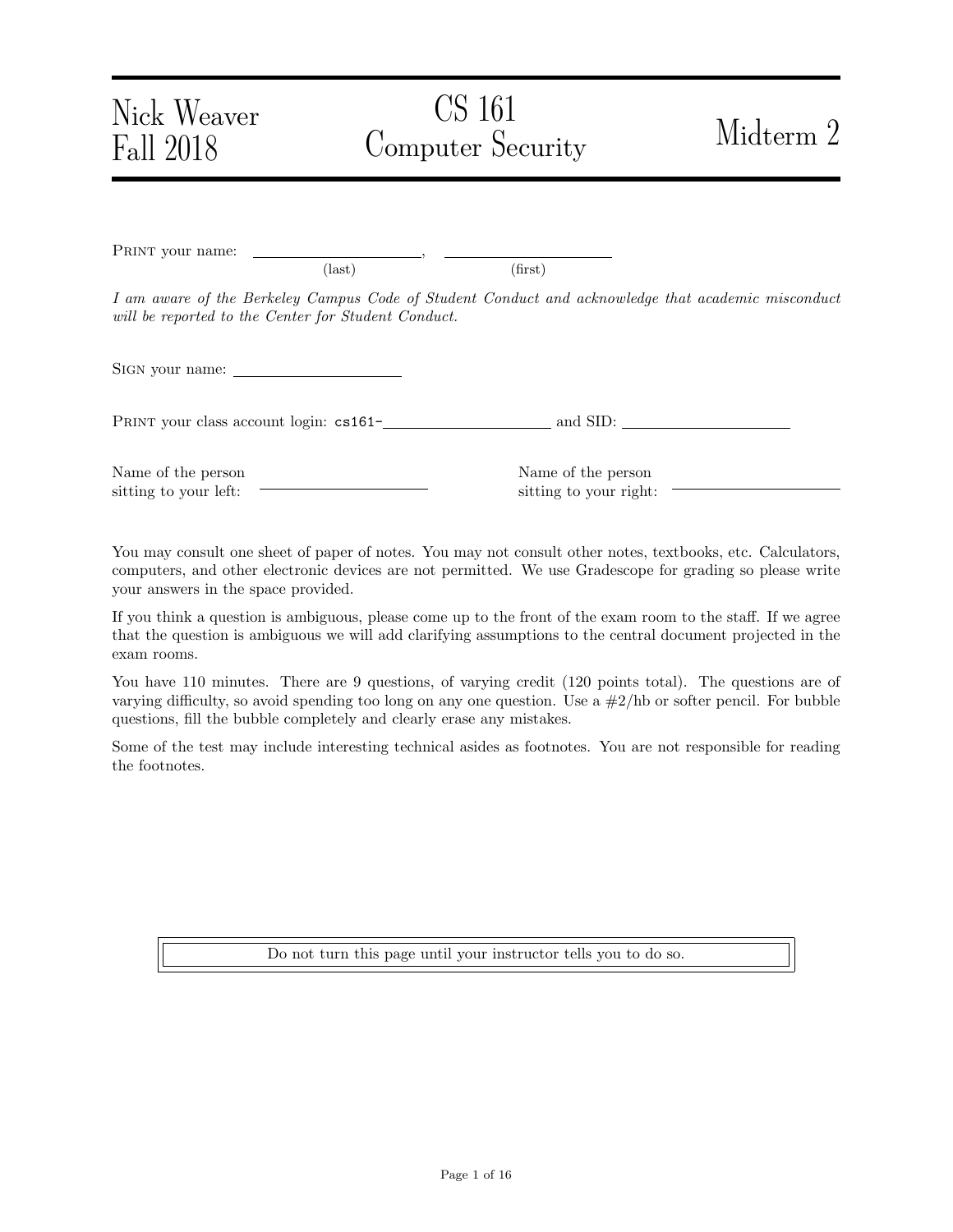Nick Weaver
Fall 2018

# CS 161 Computer Security

# Midterm 2

PRINT your name: \_\_\_\_\_\_\_\_\_\_\_\_\_\_\_\_\_\_\_\_, \_\_\_\_\_\_\_\_\_\_\_\_\_\_\_\_\_\_\_\_
(last) (first)

*I am aware of the Berkeley Campus Code of Student Conduct and acknowledge that academic misconduct will be reported to the Center for Student Conduct.*

SIGN your name: \_\_\_\_\_\_\_\_\_\_\_\_\_\_\_\_\_\_\_\_

PRINT your class account login: cs161-\_\_\_\_\_\_\_\_\_\_\_\_\_\_\_\_\_\_\_\_ and SID: \_\_\_\_\_\_\_\_\_\_\_\_\_\_\_\_\_\_\_\_

Name of the person sitting to your left: \_\_\_\_\_\_\_\_\_\_\_\_\_\_\_\_\_\_\_\_

Name of the person sitting to your right: \_\_\_\_\_\_\_\_\_\_\_\_\_\_\_\_\_\_\_\_

You may consult one sheet of paper of notes. You may not consult other notes, textbooks, etc. Calculators, computers, and other electronic devices are not permitted. We use Gradescope for grading so please write your answers in the space provided.

If you think a question is ambiguous, please come up to the front of the exam room to the staff. If we agree that the question is ambiguous we will add clarifying assumptions to the central document projected in the exam rooms.

You have 110 minutes. There are 9 questions, of varying credit (120 points total). The questions are of varying difficulty, so avoid spending too long on any one question. Use a #2/hb or softer pencil. For bubble questions, fill the bubble completely and clearly erase any mistakes.

Some of the test may include interesting technical asides as footnotes. You are not responsible for reading the footnotes.

Do not turn this page until your instructor tells you to do so.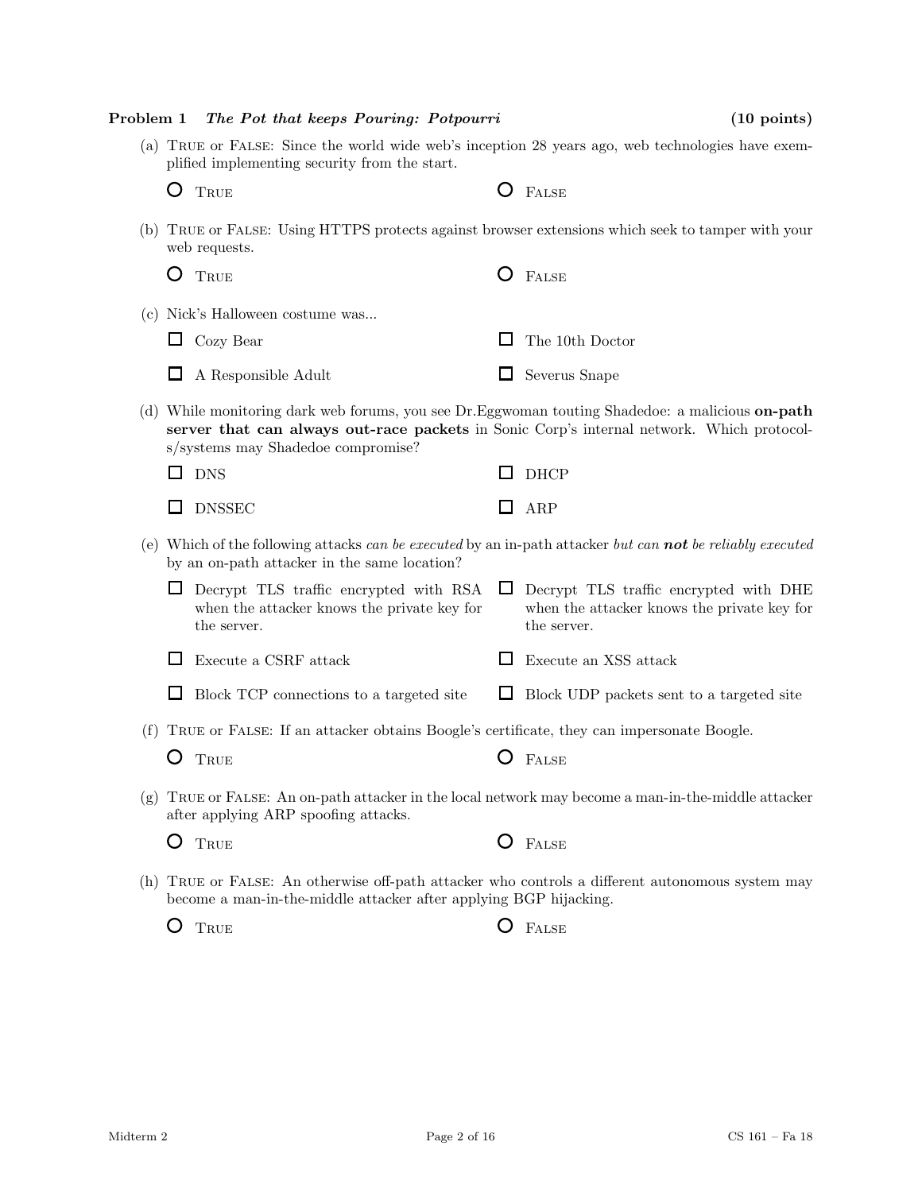**Problem 1** ***The Pot that keeps Pouring: Potpourri*** **(10 points)**

(a) TRUE or FALSE: Since the world wide web's inception 28 years ago, web technologies have exemplified implementing security from the start.

○ TRUE ○ FALSE

(b) TRUE or FALSE: Using HTTPS protects against browser extensions which seek to tamper with your web requests.

○ TRUE ○ FALSE

(c) Nick's Halloween costume was...

☐ Cozy Bear ☐ The 10th Doctor

☐ A Responsible Adult ☐ Severus Snape

(d) While monitoring dark web forums, you see Dr.Eggwoman touting Shadedoe: a malicious **on-path server that can always out-race packets** in Sonic Corp's internal network. Which protocols/systems may Shadedoe compromise?

☐ DNS ☐ DHCP

☐ DNSSEC ☐ ARP

(e) Which of the following attacks *can be executed* by an in-path attacker *but can* ***not*** *be reliably executed* by an on-path attacker in the same location?

☐ Decrypt TLS traffic encrypted with RSA when the attacker knows the private key for the server.

☐ Decrypt TLS traffic encrypted with DHE when the attacker knows the private key for the server.

☐ Execute a CSRF attack

☐ Execute an XSS attack

☐ Block TCP connections to a targeted site

☐ Block UDP packets sent to a targeted site

(f) TRUE or FALSE: If an attacker obtains Boogle's certificate, they can impersonate Boogle.

○ TRUE ○ FALSE

(g) TRUE or FALSE: An on-path attacker in the local network may become a man-in-the-middle attacker after applying ARP spoofing attacks.

○ TRUE ○ FALSE

(h) TRUE or FALSE: An otherwise off-path attacker who controls a different autonomous system may become a man-in-the-middle attacker after applying BGP hijacking.

○ TRUE ○ FALSE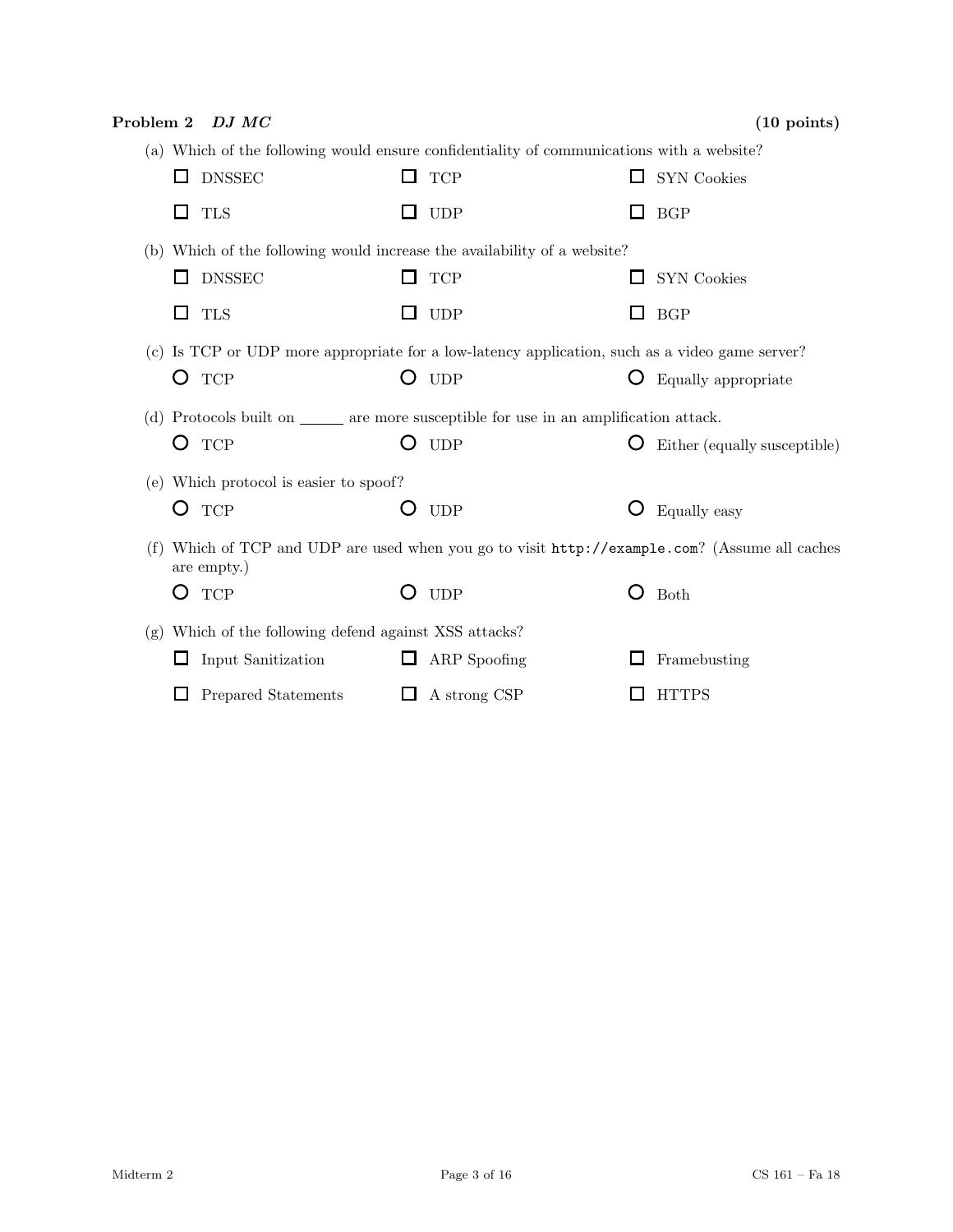**Problem 2** ***DJ MC*** **(10 points)**

(a) Which of the following would ensure confidentiality of communications with a website?

- ☐ DNSSEC
- ☐ TCP
- ☐ SYN Cookies
- ☐ TLS
- ☐ UDP
- ☐ BGP

(b) Which of the following would increase the availability of a website?

- ☐ DNSSEC
- ☐ TCP
- ☐ SYN Cookies
- ☐ TLS
- ☐ UDP
- ☐ BGP

(c) Is TCP or UDP more appropriate for a low-latency application, such as a video game server?

- ○ TCP
- ○ UDP
- ○ Equally appropriate

(d) Protocols built on ______ are more susceptible for use in an amplification attack.

- ○ TCP
- ○ UDP
- ○ Either (equally susceptible)

(e) Which protocol is easier to spoof?

- ○ TCP
- ○ UDP
- ○ Equally easy

(f) Which of TCP and UDP are used when you go to visit `http://example.com`? (Assume all caches are empty.)

- ○ TCP
- ○ UDP
- ○ Both

(g) Which of the following defend against XSS attacks?

- ☐ Input Sanitization
- ☐ ARP Spoofing
- ☐ Framebusting
- ☐ Prepared Statements
- ☐ A strong CSP
- ☐ HTTPS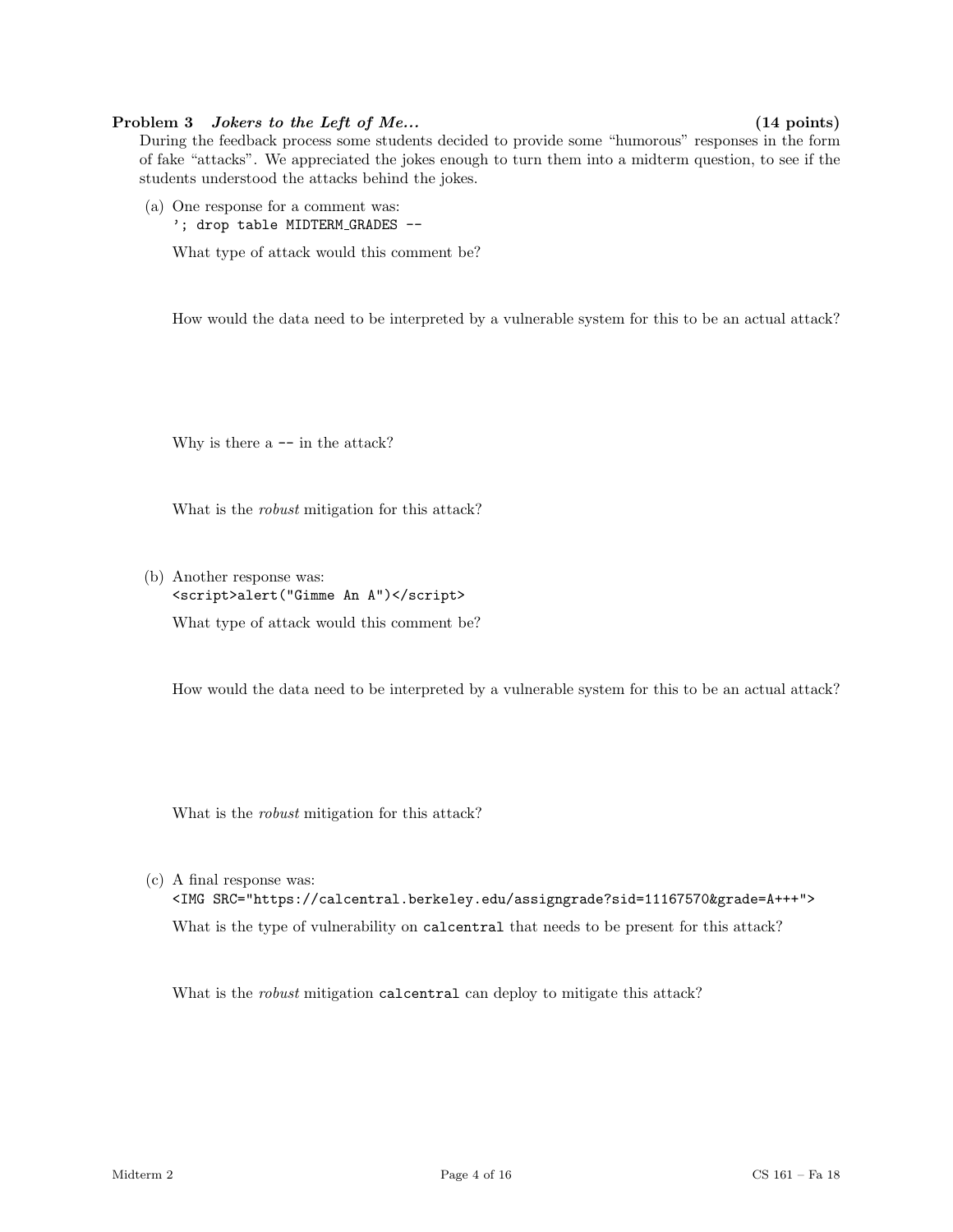**Problem 3** ***Jokers to the Left of Me...*** **(14 points)**

During the feedback process some students decided to provide some "humorous" responses in the form of fake "attacks". We appreciated the jokes enough to turn them into a midterm question, to see if the students understood the attacks behind the jokes.

(a) One response for a comment was:
`'; drop table MIDTERM_GRADES --`

What type of attack would this comment be?

How would the data need to be interpreted by a vulnerable system for this to be an actual attack?

Why is there a `--` in the attack?

What is the *robust* mitigation for this attack?

(b) Another response was:
`<script>alert("Gimme An A")</script>`

What type of attack would this comment be?

How would the data need to be interpreted by a vulnerable system for this to be an actual attack?

What is the *robust* mitigation for this attack?

(c) A final response was:
`<IMG SRC="https://calcentral.berkeley.edu/assigngrade?sid=11167570&grade=A+++">`

What is the type of vulnerability on `calcentral` that needs to be present for this attack?

What is the *robust* mitigation `calcentral` can deploy to mitigate this attack?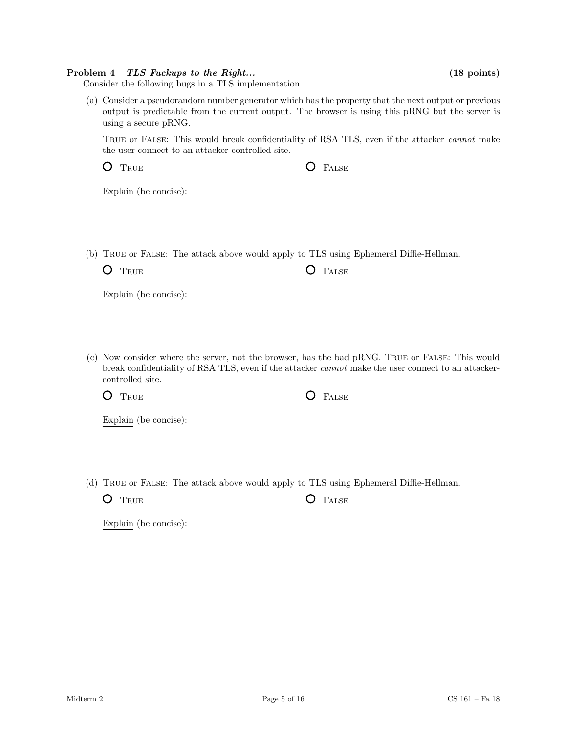**Problem 4** ***TLS Fuckups to the Right...*** **(18 points)**

Consider the following bugs in a TLS implementation.

(a) Consider a pseudorandom number generator which has the property that the next output or previous output is predictable from the current output. The browser is using this pRNG but the server is using a secure pRNG.

True or False: This would break confidentiality of RSA TLS, even if the attacker *cannot* make the user connect to an attacker-controlled site.

○ True ○ False

Explain (be concise):

(b) True or False: The attack above would apply to TLS using Ephemeral Diffie-Hellman.

○ True ○ False

Explain (be concise):

(c) Now consider where the server, not the browser, has the bad pRNG. True or False: This would break confidentiality of RSA TLS, even if the attacker *cannot* make the user connect to an attacker-controlled site.

○ True ○ False

Explain (be concise):

(d) True or False: The attack above would apply to TLS using Ephemeral Diffie-Hellman.

○ True ○ False

Explain (be concise):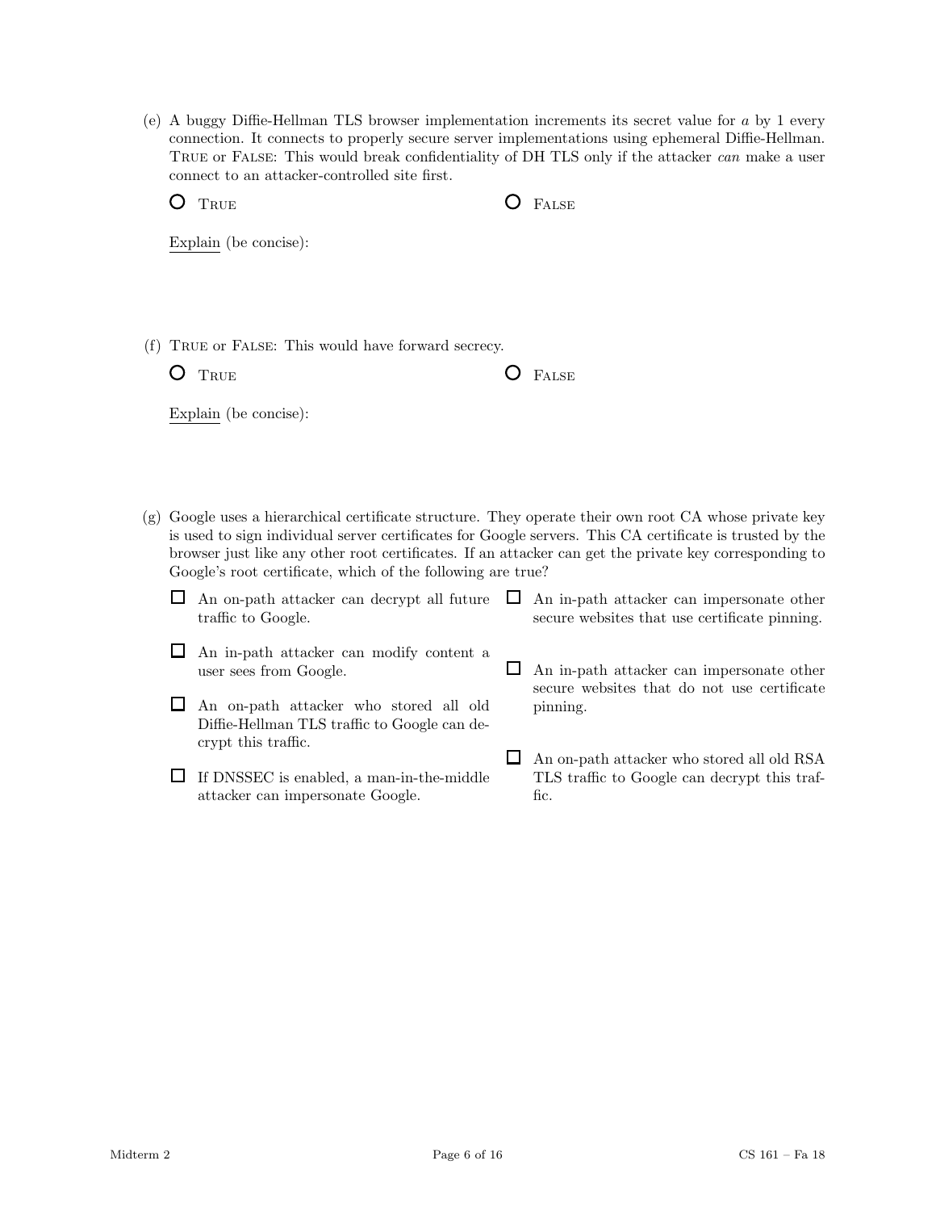(e) A buggy Diffie-Hellman TLS browser implementation increments its secret value for $a$ by 1 every connection. It connects to properly secure server implementations using ephemeral Diffie-Hellman. TRUE or FALSE: This would break confidentiality of DH TLS only if the attacker *can* make a user connect to an attacker-controlled site first.

○ TRUE　　　　○ FALSE

Explain (be concise):

(f) TRUE or FALSE: This would have forward secrecy.

○ TRUE　　　　○ FALSE

Explain (be concise):

(g) Google uses a hierarchical certificate structure. They operate their own root CA whose private key is used to sign individual server certificates for Google servers. This CA certificate is trusted by the browser just like any other root certificates. If an attacker can get the private key corresponding to Google's root certificate, which of the following are true?

- ☐ An on-path attacker can decrypt all future traffic to Google.
- ☐ An in-path attacker can modify content a user sees from Google.
- ☐ An on-path attacker who stored all old Diffie-Hellman TLS traffic to Google can decrypt this traffic.
- ☐ If DNSSEC is enabled, a man-in-the-middle attacker can impersonate Google.
- ☐ An in-path attacker can impersonate other secure websites that use certificate pinning.
- ☐ An in-path attacker can impersonate other secure websites that do not use certificate pinning.
- ☐ An on-path attacker who stored all old RSA TLS traffic to Google can decrypt this traffic.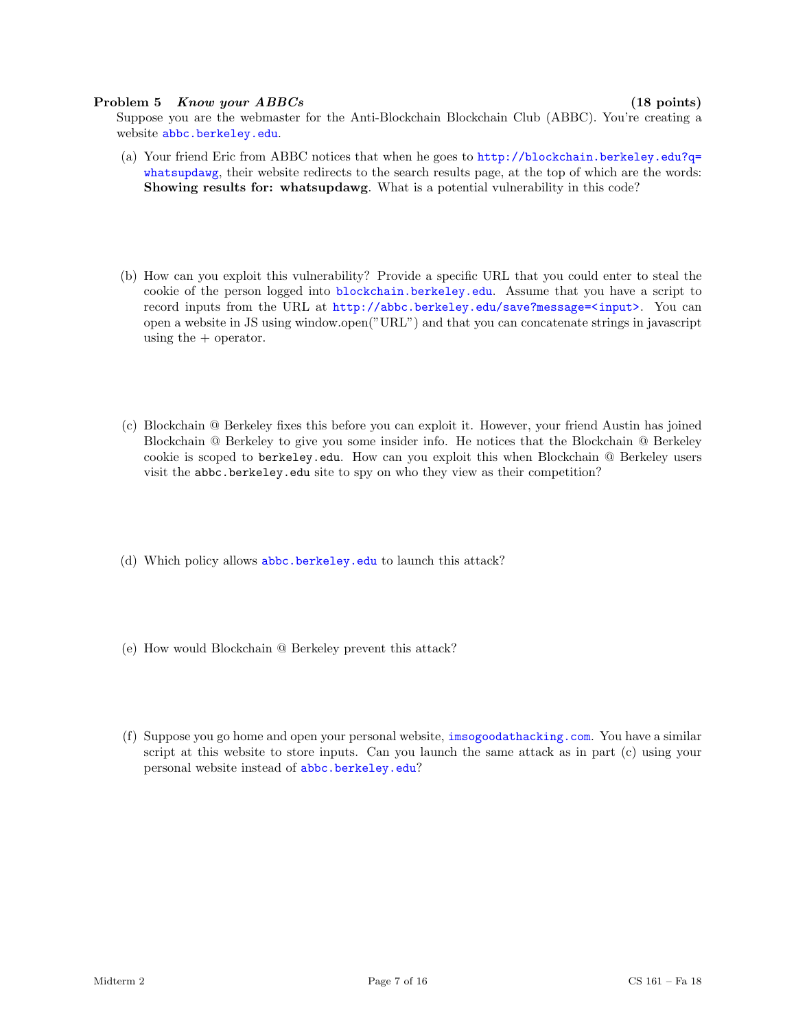**Problem 5** ***Know your ABBCs*** **(18 points)**

Suppose you are the webmaster for the Anti-Blockchain Blockchain Club (ABBC). You're creating a website abbc.berkeley.edu.

(a) Your friend Eric from ABBC notices that when he goes to http://blockchain.berkeley.edu?q=whatsupdawg, their website redirects to the search results page, at the top of which are the words: **Showing results for: whatsupdawg**. What is a potential vulnerability in this code?

(b) How can you exploit this vulnerability? Provide a specific URL that you could enter to steal the cookie of the person logged into blockchain.berkeley.edu. Assume that you have a script to record inputs from the URL at http://abbc.berkeley.edu/save?message=<input>. You can open a website in JS using window.open("URL") and that you can concatenate strings in javascript using the + operator.

(c) Blockchain @ Berkeley fixes this before you can exploit it. However, your friend Austin has joined Blockchain @ Berkeley to give you some insider info. He notices that the Blockchain @ Berkeley cookie is scoped to `berkeley.edu`. How can you exploit this when Blockchain @ Berkeley users visit the `abbc.berkeley.edu` site to spy on who they view as their competition?

(d) Which policy allows abbc.berkeley.edu to launch this attack?

(e) How would Blockchain @ Berkeley prevent this attack?

(f) Suppose you go home and open your personal website, imsogoodathacking.com. You have a similar script at this website to store inputs. Can you launch the same attack as in part (c) using your personal website instead of abbc.berkeley.edu?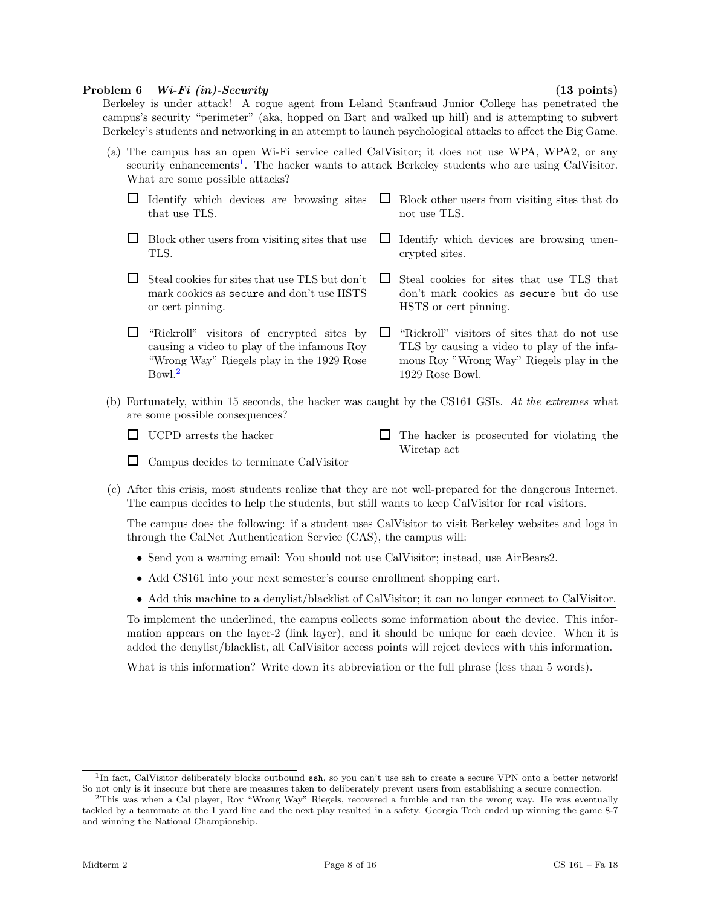**Problem 6** ***Wi-Fi (in)-Security*** **(13 points)**

Berkeley is under attack! A rogue agent from Leland Stanfraud Junior College has penetrated the campus's security "perimeter" (aka, hopped on Bart and walked up hill) and is attempting to subvert Berkeley's students and networking in an attempt to launch psychological attacks to affect the Big Game.

(a) The campus has an open Wi-Fi service called CalVisitor; it does not use WPA, WPA2, or any security enhancements[1]. The hacker wants to attack Berkeley students who are using CalVisitor. What are some possible attacks?

- ☐ Identify which devices are browsing sites that use TLS.
- ☐ Block other users from visiting sites that do not use TLS.
- ☐ Block other users from visiting sites that use TLS.
- ☐ Identify which devices are browsing unencrypted sites.
- ☐ Steal cookies for sites that use TLS but don't mark cookies as `secure` and don't use HSTS or cert pinning.
- ☐ Steal cookies for sites that use TLS that don't mark cookies as `secure` but do use HSTS or cert pinning.
- ☐ "Rickroll" visitors of encrypted sites by causing a video to play of the infamous Roy "Wrong Way" Riegels play in the 1929 Rose Bowl.[2]
- ☐ "Rickroll" visitors of sites that do not use TLS by causing a video to play of the infamous Roy "Wrong Way" Riegels play in the 1929 Rose Bowl.

(b) Fortunately, within 15 seconds, the hacker was caught by the CS161 GSIs. *At the extremes* what are some possible consequences?

- ☐ UCPD arrests the hacker
- ☐ The hacker is prosecuted for violating the Wiretap act
- ☐ Campus decides to terminate CalVisitor

(c) After this crisis, most students realize that they are not well-prepared for the dangerous Internet. The campus decides to help the students, but still wants to keep CalVisitor for real visitors.

The campus does the following: if a student uses CalVisitor to visit Berkeley websites and logs in through the CalNet Authentication Service (CAS), the campus will:

- Send you a warning email: You should not use CalVisitor; instead, use AirBears2.
- Add CS161 into your next semester's course enrollment shopping cart.
- <u>Add this machine to a denylist/blacklist of CalVisitor; it can no longer connect to CalVisitor.</u>

To implement the underlined, the campus collects some information about the device. This information appears on the layer-2 (link layer), and it should be unique for each device. When it is added the denylist/blacklist, all CalVisitor access points will reject devices with this information.

What is this information? Write down its abbreviation or the full phrase (less than 5 words).

---

[1] In fact, CalVisitor deliberately blocks outbound `ssh`, so you can't use ssh to create a secure VPN onto a better network! So not only is it insecure but there are measures taken to deliberately prevent users from establishing a secure connection.

[2] This was when a Cal player, Roy "Wrong Way" Riegels, recovered a fumble and ran the wrong way. He was eventually tackled by a teammate at the 1 yard line and the next play resulted in a safety. Georgia Tech ended up winning the game 8-7 and winning the National Championship.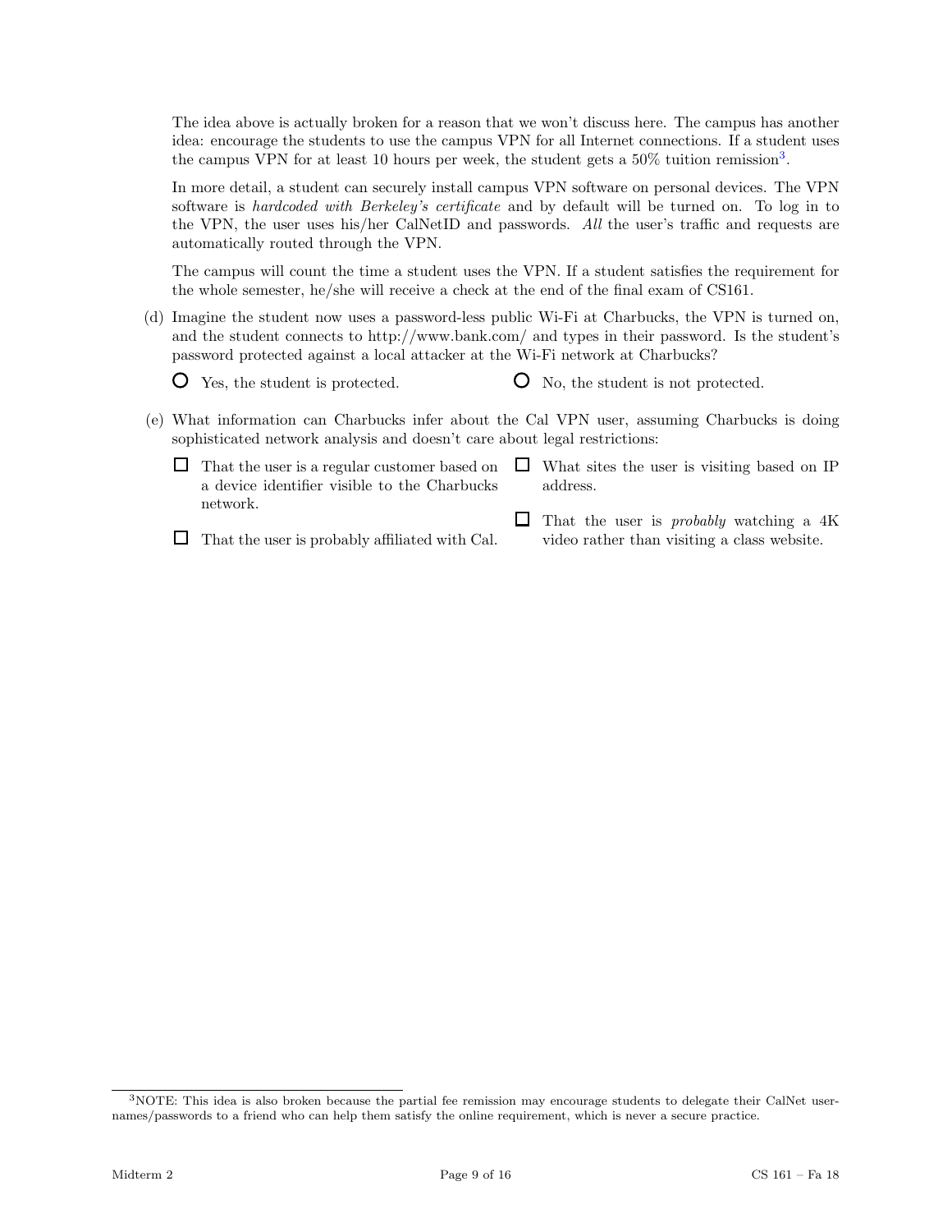The idea above is actually broken for a reason that we won't discuss here. The campus has another idea: encourage the students to use the campus VPN for all Internet connections. If a student uses the campus VPN for at least 10 hours per week, the student gets a 50% tuition remission[3].

In more detail, a student can securely install campus VPN software on personal devices. The VPN software is *hardcoded with Berkeley's certificate* and by default will be turned on. To log in to the VPN, the user uses his/her CalNetID and passwords. *All* the user's traffic and requests are automatically routed through the VPN.

The campus will count the time a student uses the VPN. If a student satisfies the requirement for the whole semester, he/she will receive a check at the end of the final exam of CS161.

(d) Imagine the student now uses a password-less public Wi-Fi at Charbucks, the VPN is turned on, and the student connects to http://www.bank.com/ and types in their password. Is the student's password protected against a local attacker at the Wi-Fi network at Charbucks?

- ○ Yes, the student is protected.
- ○ No, the student is not protected.

(e) What information can Charbucks infer about the Cal VPN user, assuming Charbucks is doing sophisticated network analysis and doesn't care about legal restrictions:

- ☐ That the user is a regular customer based on a device identifier visible to the Charbucks network.
- ☐ That the user is probably affiliated with Cal.
- ☐ What sites the user is visiting based on IP address.
- ☐ That the user is *probably* watching a 4K video rather than visiting a class website.

---

[3] NOTE: This idea is also broken because the partial fee remission may encourage students to delegate their CalNet usernames/passwords to a friend who can help them satisfy the online requirement, which is never a secure practice.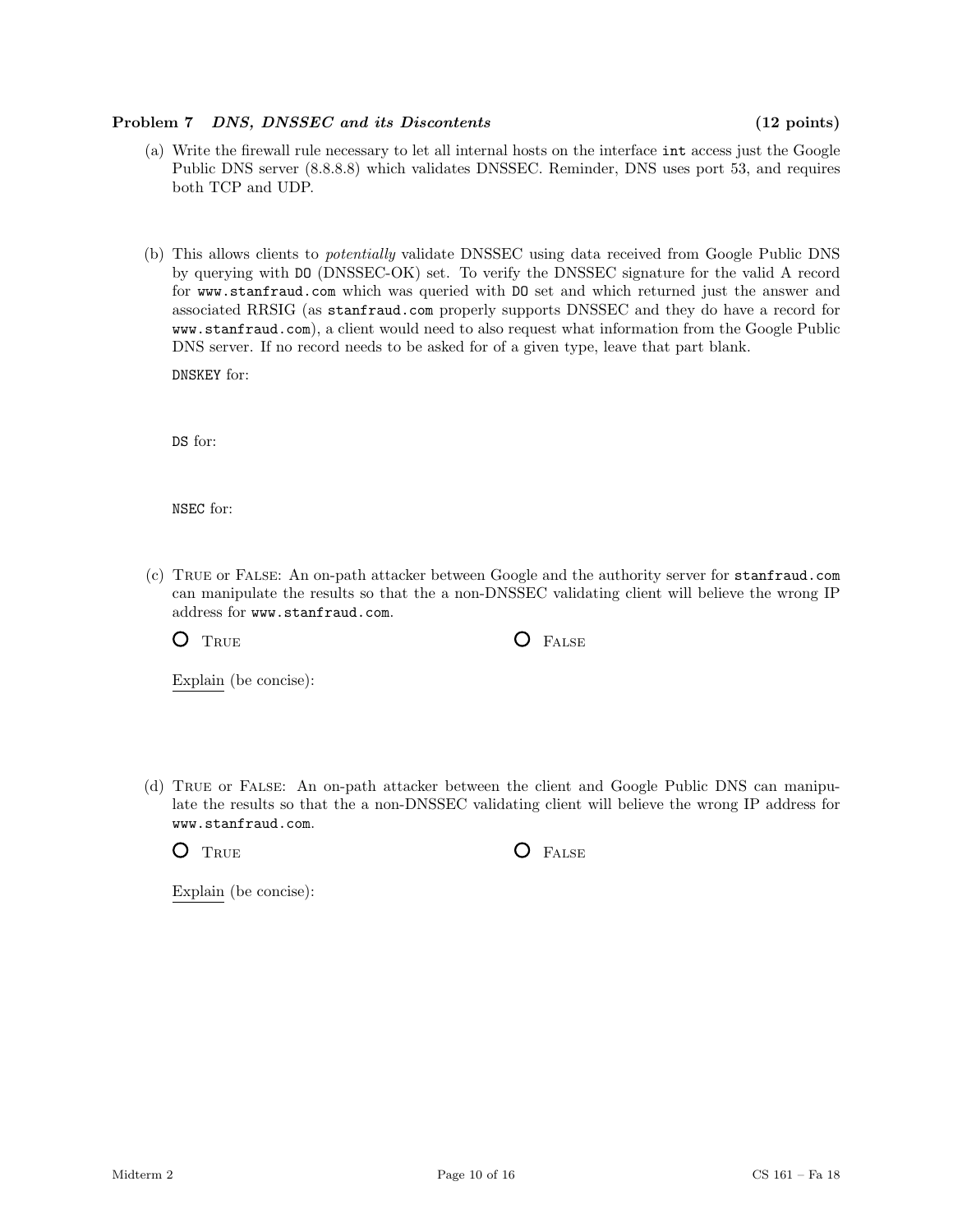**Problem 7** ***DNS, DNSSEC and its Discontents*** **(12 points)**

(a) Write the firewall rule necessary to let all internal hosts on the interface `int` access just the Google Public DNS server (8.8.8.8) which validates DNSSEC. Reminder, DNS uses port 53, and requires both TCP and UDP.

(b) This allows clients to *potentially* validate DNSSEC using data received from Google Public DNS by querying with `DO` (DNSSEC-OK) set. To verify the DNSSEC signature for the valid A record for `www.stanfraud.com` which was queried with `DO` set and which returned just the answer and associated RRSIG (as `stanfraud.com` properly supports DNSSEC and they do have a record for `www.stanfraud.com`), a client would need to also request what information from the Google Public DNS server. If no record needs to be asked for of a given type, leave that part blank.

`DNSKEY` for:

`DS` for:

`NSEC` for:

(c) True or False: An on-path attacker between Google and the authority server for `stanfraud.com` can manipulate the results so that the a non-DNSSEC validating client will believe the wrong IP address for `www.stanfraud.com`.

○ True ○ False

Explain (be concise):

(d) True or False: An on-path attacker between the client and Google Public DNS can manipulate the results so that the a non-DNSSEC validating client will believe the wrong IP address for `www.stanfraud.com`.

○ True ○ False

Explain (be concise):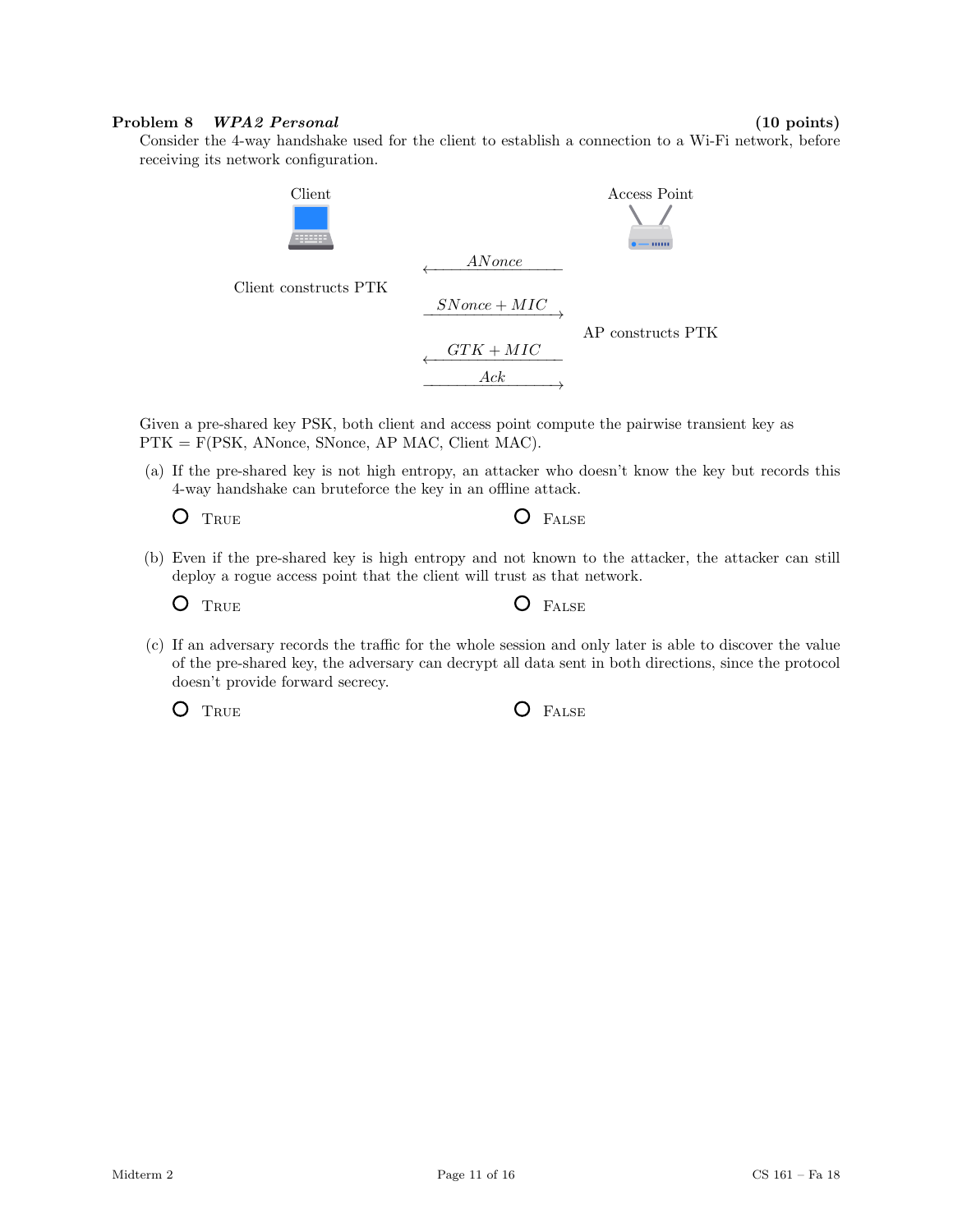**Problem 8** ***WPA2 Personal*** **(10 points)**

Consider the 4-way handshake used for the client to establish a connection to a Wi-Fi network, before receiving its network configuration.

| Client | | Access Point |
|---|---|---|
| | ← $ANonce$ | |
| Client constructs PTK | | |
| | $SNonce + MIC$ → | |
| | | AP constructs PTK |
| | ← $GTK + MIC$ | |
| | $Ack$ → | |

Given a pre-shared key PSK, both client and access point compute the pairwise transient key as PTK = F(PSK, ANonce, SNonce, AP MAC, Client MAC).

(a) If the pre-shared key is not high entropy, an attacker who doesn't know the key but records this 4-way handshake can bruteforce the key in an offline attack.

○ TRUE ○ FALSE

(b) Even if the pre-shared key is high entropy and not known to the attacker, the attacker can still deploy a rogue access point that the client will trust as that network.

○ TRUE ○ FALSE

(c) If an adversary records the traffic for the whole session and only later is able to discover the value of the pre-shared key, the adversary can decrypt all data sent in both directions, since the protocol doesn't provide forward secrecy.

○ TRUE ○ FALSE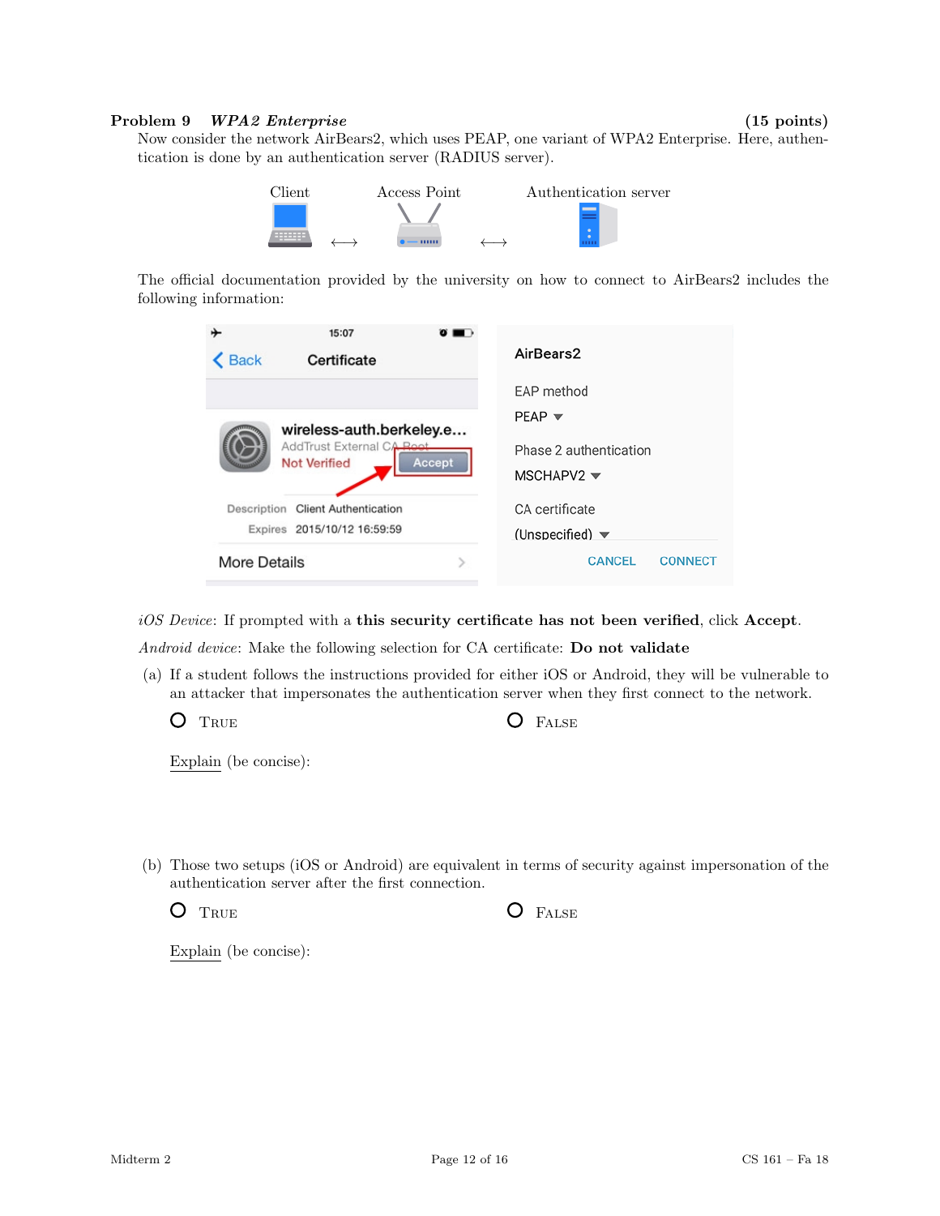## Problem 9 *WPA2 Enterprise* (15 points)

Now consider the network AirBears2, which uses PEAP, one variant of WPA2 Enterprise. Here, authentication is done by an authentication server (RADIUS server).

Client ⟷ Access Point ⟷ Authentication server

The official documentation provided by the university on how to connect to AirBears2 includes the following information:

*iOS Device*: If prompted with a **this security certificate has not been verified**, click **Accept**.

*Android device*: Make the following selection for CA certificate: **Do not validate**

(a) If a student follows the instructions provided for either iOS or Android, they will be vulnerable to an attacker that impersonates the authentication server when they first connect to the network.

○ TRUE ○ FALSE

Explain (be concise):

(b) Those two setups (iOS or Android) are equivalent in terms of security against impersonation of the authentication server after the first connection.

○ TRUE ○ FALSE

Explain (be concise):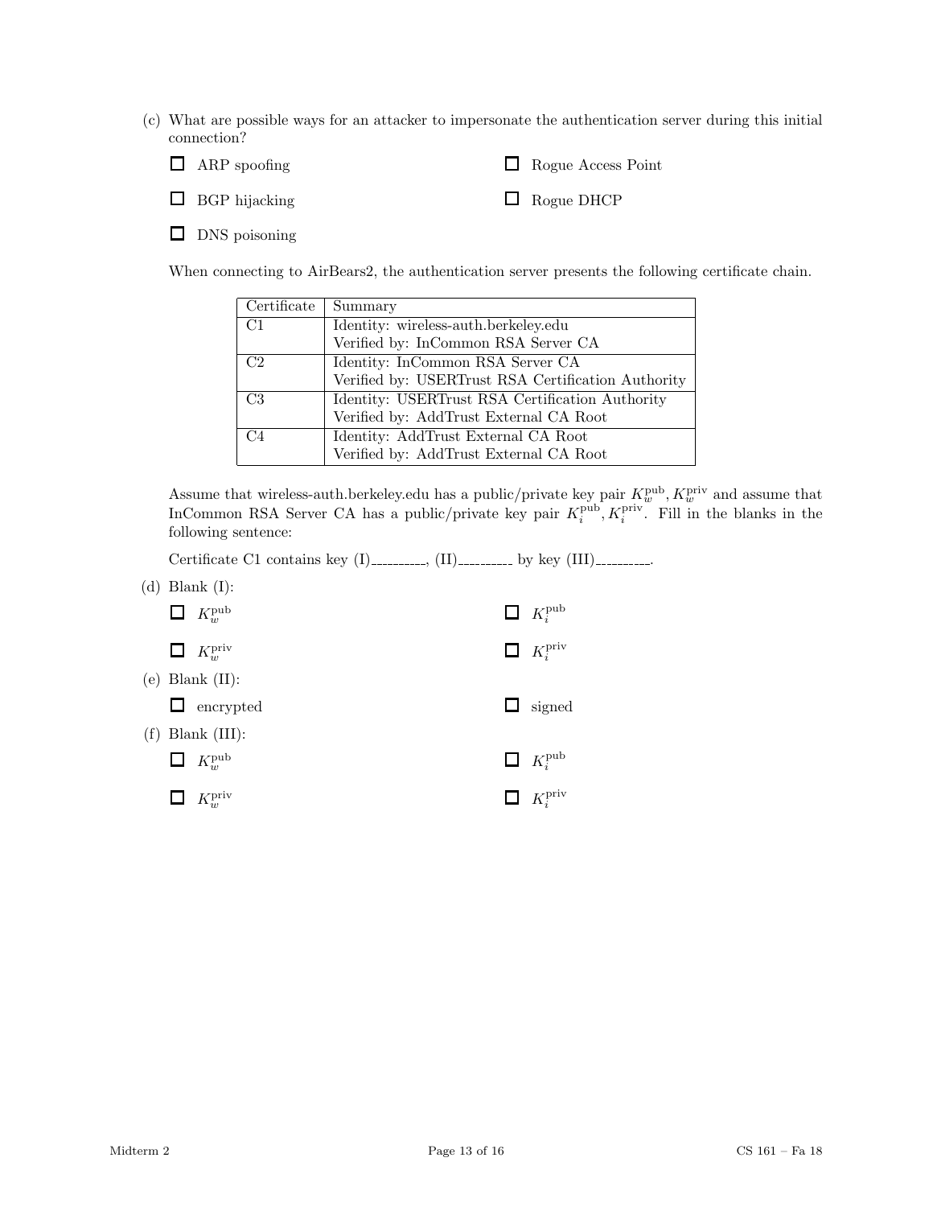(c) What are possible ways for an attacker to impersonate the authentication server during this initial connection?

☐ ARP spoofing

☐ Rogue Access Point

☐ BGP hijacking

☐ Rogue DHCP

☐ DNS poisoning

When connecting to AirBears2, the authentication server presents the following certificate chain.

| Certificate | Summary |
| --- | --- |
| C1 | Identity: wireless-auth.berkeley.edu<br>Verified by: InCommon RSA Server CA |
| C2 | Identity: InCommon RSA Server CA<br>Verified by: USERTrust RSA Certification Authority |
| C3 | Identity: USERTrust RSA Certification Authority<br>Verified by: AddTrust External CA Root |
| C4 | Identity: AddTrust External CA Root<br>Verified by: AddTrust External CA Root |

Assume that wireless-auth.berkeley.edu has a public/private key pair $K_w^{\text{pub}}, K_w^{\text{priv}}$ and assume that InCommon RSA Server CA has a public/private key pair $K_i^{\text{pub}}, K_i^{\text{priv}}$. Fill in the blanks in the following sentence:

Certificate C1 contains key (I)\_\_\_\_\_\_\_\_\_, (II)\_\_\_\_\_\_\_\_\_ by key (III)\_\_\_\_\_\_\_\_\_.

(d) Blank (I):

☐ $K_w^{\text{pub}}$

☐ $K_i^{\text{pub}}$

☐ $K_w^{\text{priv}}$

☐ $K_i^{\text{priv}}$

(e) Blank (II):

☐ encrypted

☐ signed

(f) Blank (III):

☐ $K_w^{\text{pub}}$

☐ $K_i^{\text{pub}}$

☐ $K_w^{\text{priv}}$

☐ $K_i^{\text{priv}}$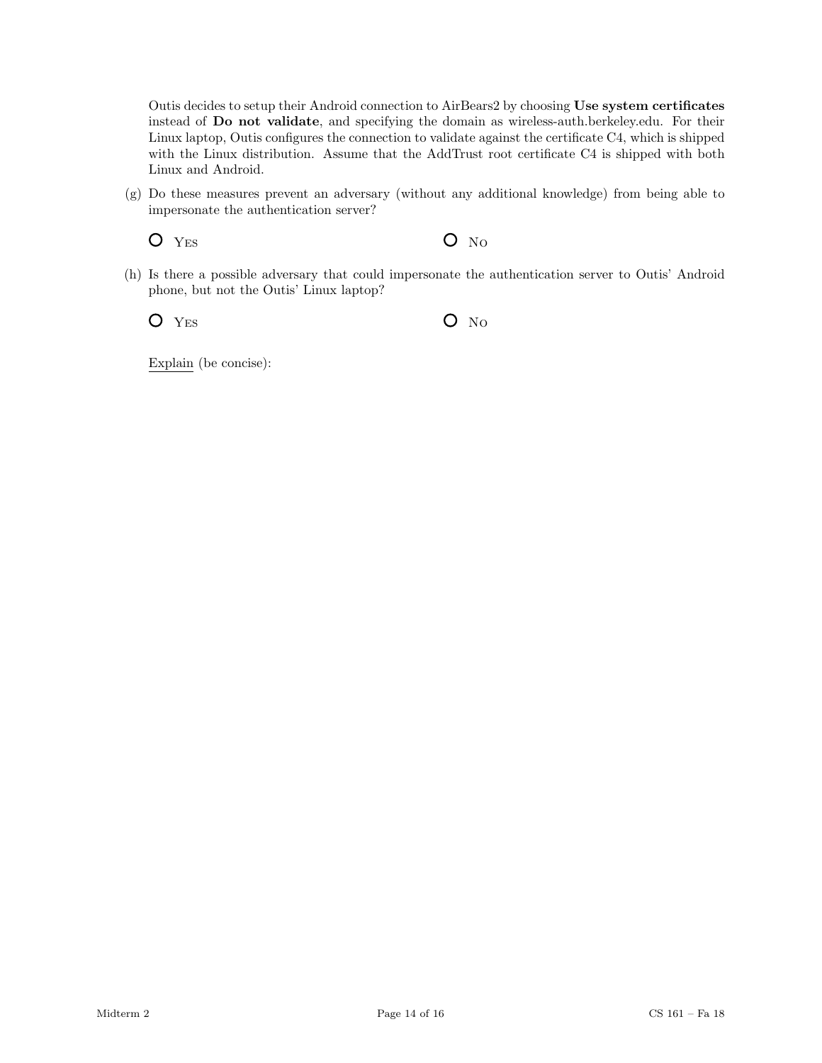Outis decides to setup their Android connection to AirBears2 by choosing **Use system certificates** instead of **Do not validate**, and specifying the domain as wireless-auth.berkeley.edu. For their Linux laptop, Outis configures the connection to validate against the certificate C4, which is shipped with the Linux distribution. Assume that the AddTrust root certificate C4 is shipped with both Linux and Android.

(g) Do these measures prevent an adversary (without any additional knowledge) from being able to impersonate the authentication server?

○ YES ○ NO

(h) Is there a possible adversary that could impersonate the authentication server to Outis' Android phone, but not the Outis' Linux laptop?

○ YES ○ NO

Explain (be concise):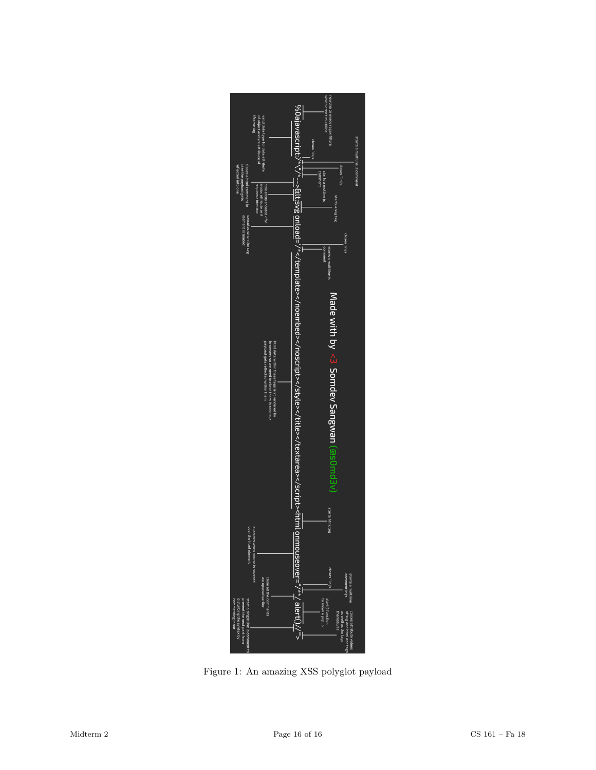```
%0ajavascript:`/*\"/*-->&lt;svg onload='/*</template></noembed></noscript></style></title></textarea></script><html onmouseover="/**/ alert()//'">
```

Made with by <3 Somdev Sangwan (@s0md3v)

newline to evade regex filters which aren't multiline

valid data type for data attribute of object and src attribute of iframe tag

starts a multiline js comment

closes ` in js

closes " in js

starts a multiline js comment

closes a html comment in case the payload gets reflected into one

html entity encoded < for srcdoc attribute as it requires a html doc

starts a svg tag

executes when the svg element is loaded

closes ' in js

starts a multiline js comment

html data within these tags isn't rendered by browsers so we need to close them in case our payload gets reflected within them

starts html tag

executes when mouse is hovered over the html element

starts a multiline comment in js

closes " in js

close all the comments we opened earlier

alert() function to show a popup

start a single line js comment to prevent the next part from disturbing the syntax by commenting it out

closes attribute values of svg and html and tags as well as the tags themselves

Figure 1: An amazing XSS polyglot payload